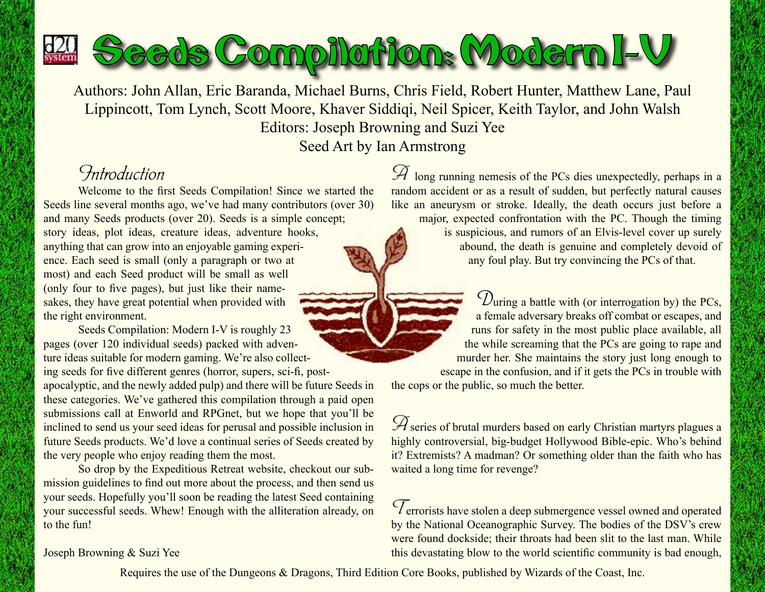# Seeds Compilation: Modern I-V

Authors: John Allan, Eric Baranda, Michael Burns, Chris Field, Robert Hunter, Matthew Lane, Paul Lippincott, Tom Lynch, Scott Moore, Khaver Siddiqi, Neil Spicer, Keith Taylor, and John Walsh
Editors: Joseph Browning and Suzi Yee
Seed Art by Ian Armstrong

## Introduction

Welcome to the first Seeds Compilation! Since we started the Seeds line several months ago, we've had many contributors (over 30) and many Seeds products (over 20). Seeds is a simple concept; story ideas, plot ideas, creature ideas, adventure hooks, anything that can grow into an enjoyable gaming experience. Each seed is small (only a paragraph or two at most) and each Seed product will be small as well (only four to five pages), but just like their namesakes, they have great potential when provided with the right environment.

Seeds Compilation: Modern I-V is roughly 23 pages (over 120 individual seeds) packed with adventure ideas suitable for modern gaming. We're also collecting seeds for five different genres (horror, supers, sci-fi, post-apocalyptic, and the newly added pulp) and there will be future Seeds in these categories. We've gathered this compilation through a paid open submissions call at Enworld and RPGnet, but we hope that you'll be inclined to send us your seed ideas for perusal and possible inclusion in future Seeds products. We'd love a continual series of Seeds created by the very people who enjoy reading them the most.

So drop by the Expeditious Retreat website, checkout our submission guidelines to find out more about the process, and then send us your seeds. Hopefully you'll soon be reading the latest Seed containing your successful seeds. Whew! Enough with the alliteration already, on to the fun!

Joseph Browning & Suzi Yee

A long running nemesis of the PCs dies unexpectedly, perhaps in a random accident or as a result of sudden, but perfectly natural causes like an aneurysm or stroke. Ideally, the death occurs just before a major, expected confrontation with the PC. Though the timing is suspicious, and rumors of an Elvis-level cover up surely abound, the death is genuine and completely devoid of any foul play. But try convincing the PCs of that.

During a battle with (or interrogation by) the PCs, a female adversary breaks off combat or escapes, and runs for safety in the most public place available, all the while screaming that the PCs are going to rape and murder her. She maintains the story just long enough to escape in the confusion, and if it gets the PCs in trouble with the cops or the public, so much the better.

A series of brutal murders based on early Christian martyrs plagues a highly controversial, big-budget Hollywood Bible-epic. Who's behind it? Extremists? A madman? Or something older than the faith who has waited a long time for revenge?

Terrorists have stolen a deep submergence vessel owned and operated by the National Oceanographic Survey. The bodies of the DSV's crew were found dockside; their throats had been slit to the last man. While this devastating blow to the world scientific community is bad enough,

Requires the use of the Dungeons & Dragons, Third Edition Core Books, published by Wizards of the Coast, Inc.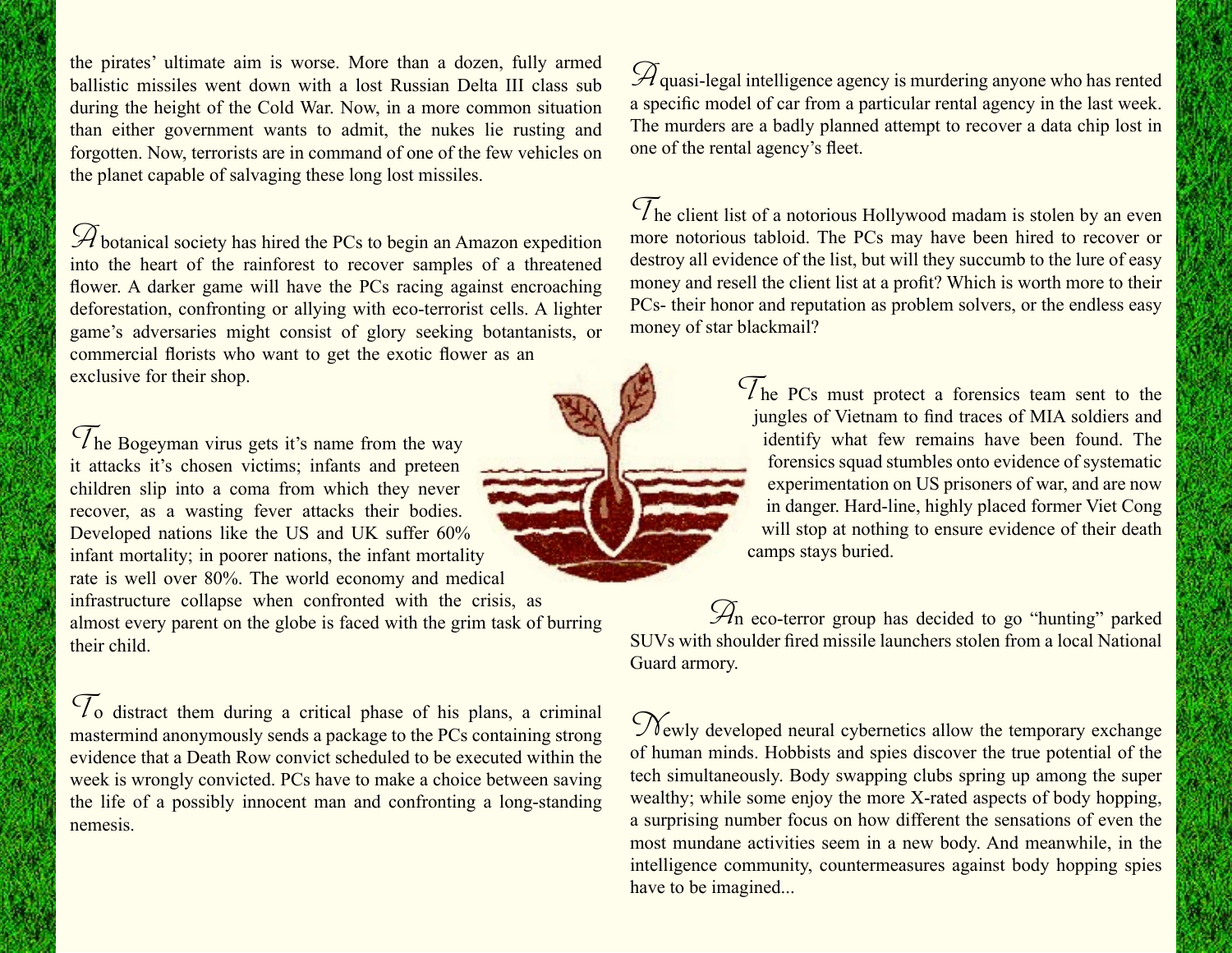the pirates' ultimate aim is worse. More than a dozen, fully armed ballistic missiles went down with a lost Russian Delta III class sub during the height of the Cold War. Now, in a more common situation than either government wants to admit, the nukes lie rusting and forgotten. Now, terrorists are in command of one of the few vehicles on the planet capable of salvaging these long lost missiles.

A botanical society has hired the PCs to begin an Amazon expedition into the heart of the rainforest to recover samples of a threatened flower. A darker game will have the PCs racing against encroaching deforestation, confronting or allying with eco-terrorist cells. A lighter game's adversaries might consist of glory seeking botantanists, or commercial florists who want to get the exotic flower as an exclusive for their shop.

The Bogeyman virus gets it's name from the way it attacks it's chosen victims; infants and preteen children slip into a coma from which they never recover, as a wasting fever attacks their bodies. Developed nations like the US and UK suffer 60% infant mortality; in poorer nations, the infant mortality rate is well over 80%. The world economy and medical infrastructure collapse when confronted with the crisis, as almost every parent on the globe is faced with the grim task of burring their child.

To distract them during a critical phase of his plans, a criminal mastermind anonymously sends a package to the PCs containing strong evidence that a Death Row convict scheduled to be executed within the week is wrongly convicted. PCs have to make a choice between saving the life of a possibly innocent man and confronting a long-standing nemesis.

A quasi-legal intelligence agency is murdering anyone who has rented a specific model of car from a particular rental agency in the last week. The murders are a badly planned attempt to recover a data chip lost in one of the rental agency's fleet.

The client list of a notorious Hollywood madam is stolen by an even more notorious tabloid. The PCs may have been hired to recover or destroy all evidence of the list, but will they succumb to the lure of easy money and resell the client list at a profit? Which is worth more to their PCs- their honor and reputation as problem solvers, or the endless easy money of star blackmail?

The PCs must protect a forensics team sent to the jungles of Vietnam to find traces of MIA soldiers and identify what few remains have been found. The forensics squad stumbles onto evidence of systematic experimentation on US prisoners of war, and are now in danger. Hard-line, highly placed former Viet Cong will stop at nothing to ensure evidence of their death camps stays buried.

An eco-terror group has decided to go "hunting" parked SUVs with shoulder fired missile launchers stolen from a local National Guard armory.

Newly developed neural cybernetics allow the temporary exchange of human minds. Hobbists and spies discover the true potential of the tech simultaneously. Body swapping clubs spring up among the super wealthy; while some enjoy the more X-rated aspects of body hopping, a surprising number focus on how different the sensations of even the most mundane activities seem in a new body. And meanwhile, in the intelligence community, countermeasures against body hopping spies have to be imagined...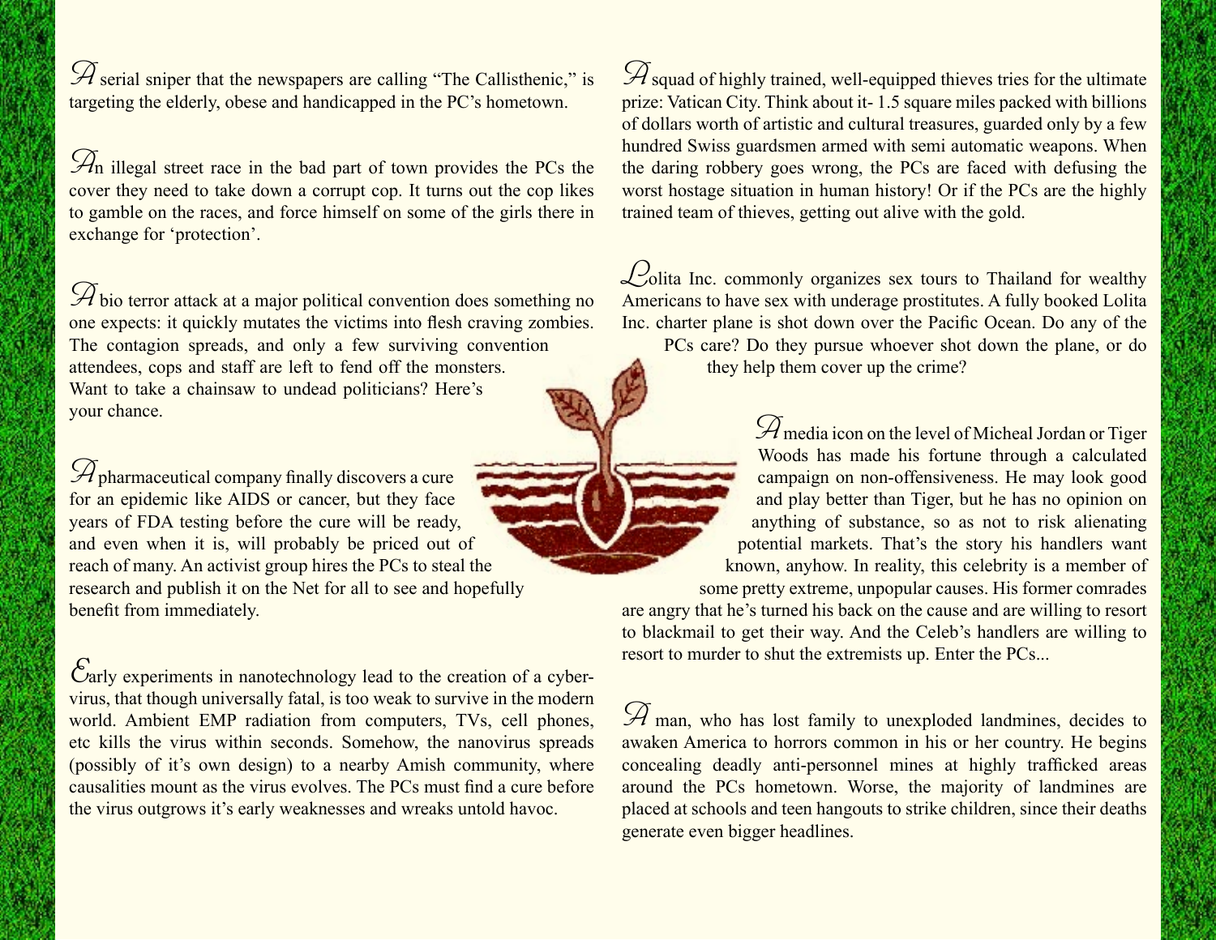A serial sniper that the newspapers are calling "The Callisthenic," is targeting the elderly, obese and handicapped in the PC's hometown.

An illegal street race in the bad part of town provides the PCs the cover they need to take down a corrupt cop. It turns out the cop likes to gamble on the races, and force himself on some of the girls there in exchange for 'protection'.

A bio terror attack at a major political convention does something no one expects: it quickly mutates the victims into flesh craving zombies. The contagion spreads, and only a few surviving convention attendees, cops and staff are left to fend off the monsters. Want to take a chainsaw to undead politicians? Here's your chance.

A pharmaceutical company finally discovers a cure for an epidemic like AIDS or cancer, but they face years of FDA testing before the cure will be ready, and even when it is, will probably be priced out of reach of many. An activist group hires the PCs to steal the research and publish it on the Net for all to see and hopefully benefit from immediately.

Early experiments in nanotechnology lead to the creation of a cyber-virus, that though universally fatal, is too weak to survive in the modern world. Ambient EMP radiation from computers, TVs, cell phones, etc kills the virus within seconds. Somehow, the nanovirus spreads (possibly of it's own design) to a nearby Amish community, where causalities mount as the virus evolves. The PCs must find a cure before the virus outgrows it's early weaknesses and wreaks untold havoc.

A squad of highly trained, well-equipped thieves tries for the ultimate prize: Vatican City. Think about it- 1.5 square miles packed with billions of dollars worth of artistic and cultural treasures, guarded only by a few hundred Swiss guardsmen armed with semi automatic weapons. When the daring robbery goes wrong, the PCs are faced with defusing the worst hostage situation in human history! Or if the PCs are the highly trained team of thieves, getting out alive with the gold.

Lolita Inc. commonly organizes sex tours to Thailand for wealthy Americans to have sex with underage prostitutes. A fully booked Lolita Inc. charter plane is shot down over the Pacific Ocean. Do any of the PCs care? Do they pursue whoever shot down the plane, or do they help them cover up the crime?

A media icon on the level of Micheal Jordan or Tiger Woods has made his fortune through a calculated campaign on non-offensiveness. He may look good and play better than Tiger, but he has no opinion on anything of substance, so as not to risk alienating potential markets. That's the story his handlers want known, anyhow. In reality, this celebrity is a member of some pretty extreme, unpopular causes. His former comrades are angry that he's turned his back on the cause and are willing to resort to blackmail to get their way. And the Celeb's handlers are willing to resort to murder to shut the extremists up. Enter the PCs...

A man, who has lost family to unexploded landmines, decides to awaken America to horrors common in his or her country. He begins concealing deadly anti-personnel mines at highly trafficked areas around the PCs hometown. Worse, the majority of landmines are placed at schools and teen hangouts to strike children, since their deaths generate even bigger headlines.